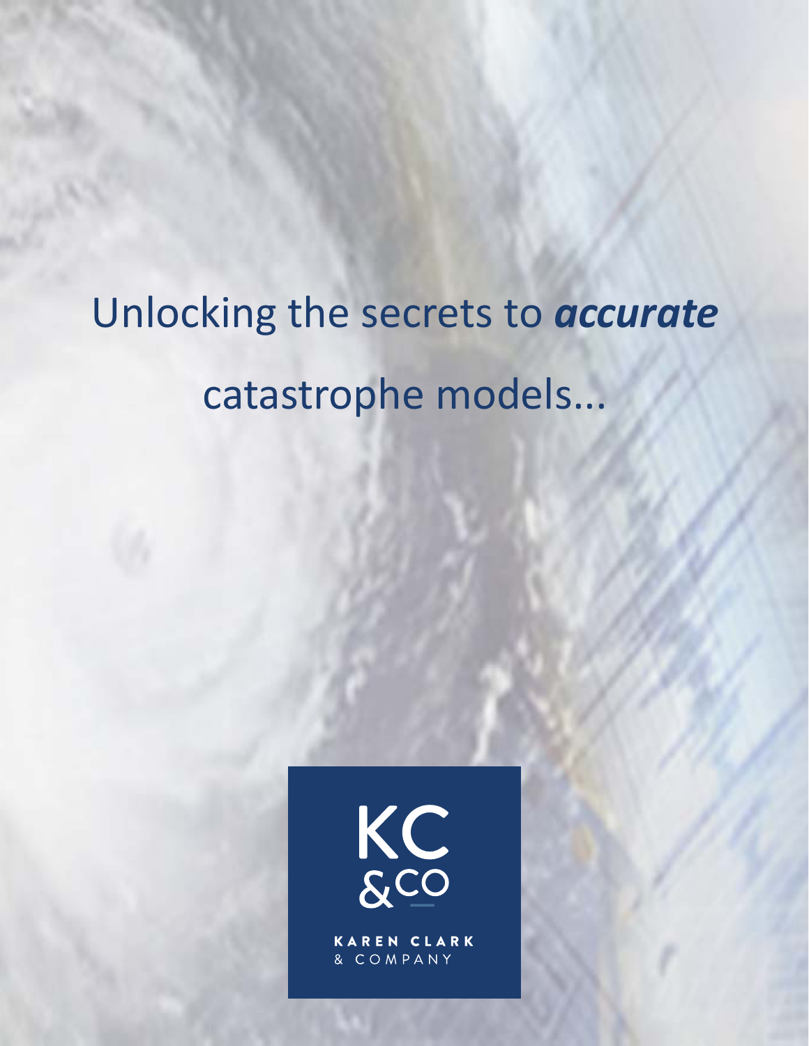# Unlocking the secrets to ***accurate*** catastrophe models...

KC &CO

KAREN CLARK & COMPANY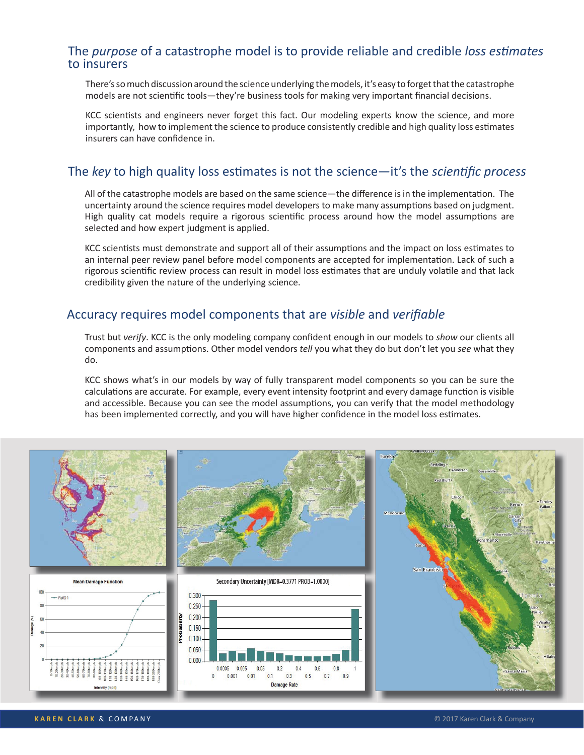## The *purpose* of a catastrophe model is to provide reliable and credible *loss estimates* to insurers

There's so much discussion around the science underlying the models, it's easy to forget that the catastrophe models are not scientific tools—they're business tools for making very important financial decisions.

KCC scientists and engineers never forget this fact. Our modeling experts know the science, and more importantly, how to implement the science to produce consistently credible and high quality loss estimates insurers can have confidence in.

## The *key* to high quality loss estimates is not the science—it's the *scientific process*

All of the catastrophe models are based on the same science—the difference is in the implementation. The uncertainty around the science requires model developers to make many assumptions based on judgment. High quality cat models require a rigorous scientific process around how the model assumptions are selected and how expert judgment is applied.

KCC scientists must demonstrate and support all of their assumptions and the impact on loss estimates to an internal peer review panel before model components are accepted for implementation. Lack of such a rigorous scientific review process can result in model loss estimates that are unduly volatile and that lack credibility given the nature of the underlying science.

## Accuracy requires model components that are *visible* and *verifiable*

Trust but *verify*. KCC is the only modeling company confident enough in our models to *show* our clients all components and assumptions. Other model vendors *tell* you what they do but don't let you *see* what they do.

KCC shows what's in our models by way of fully transparent model components so you can be sure the calculations are accurate. For example, every event intensity footprint and every damage function is visible and accessible. Because you can see the model assumptions, you can verify that the model methodology has been implemented correctly, and you will have higher confidence in the model loss estimates.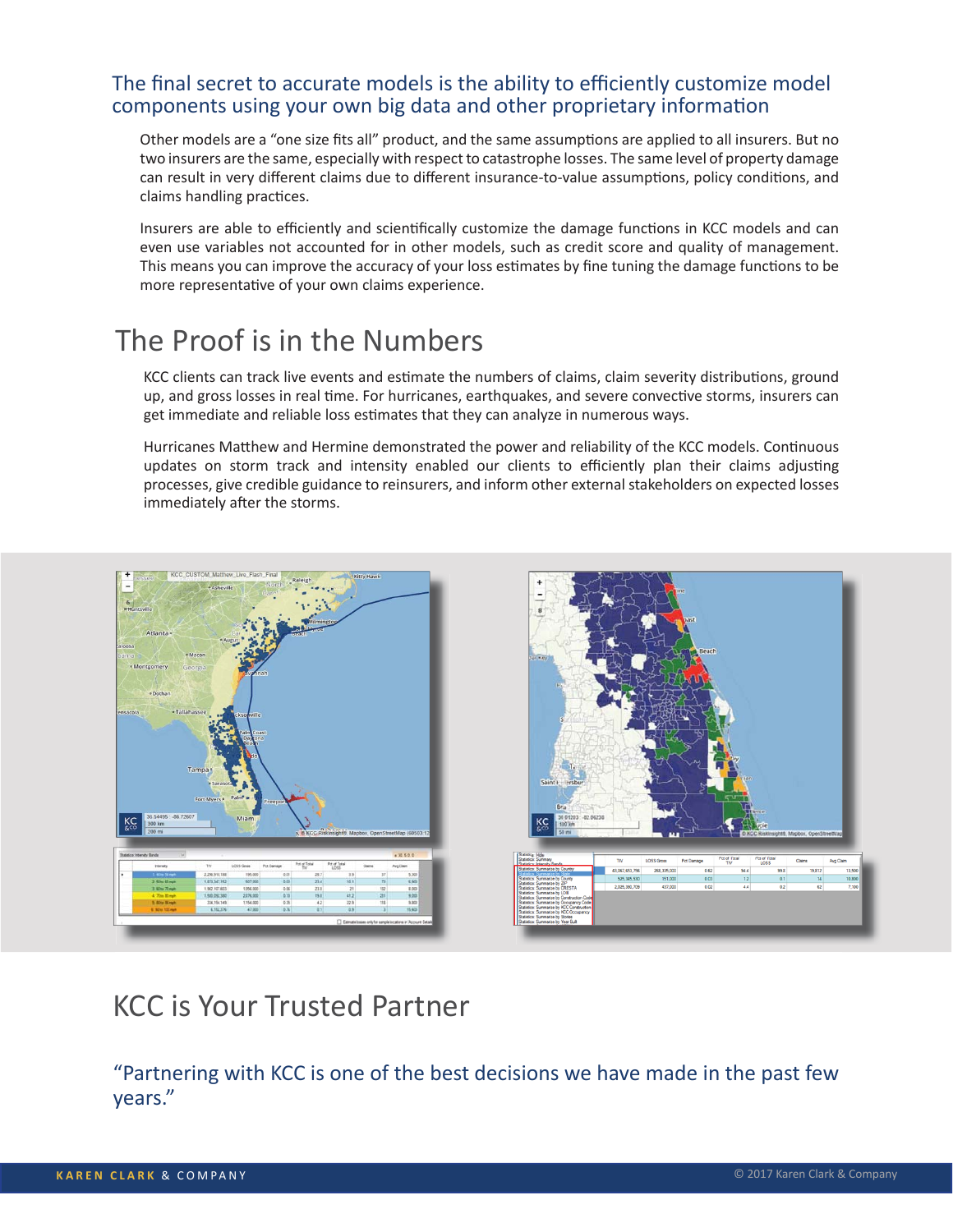## The final secret to accurate models is the ability to efficiently customize model components using your own big data and other proprietary information

Other models are a "one size fits all" product, and the same assumptions are applied to all insurers. But no two insurers are the same, especially with respect to catastrophe losses. The same level of property damage can result in very different claims due to different insurance-to-value assumptions, policy conditions, and claims handling practices.

Insurers are able to efficiently and scientifically customize the damage functions in KCC models and can even use variables not accounted for in other models, such as credit score and quality of management. This means you can improve the accuracy of your loss estimates by fine tuning the damage functions to be more representative of your own claims experience.

# The Proof is in the Numbers

KCC clients can track live events and estimate the numbers of claims, claim severity distributions, ground up, and gross losses in real time. For hurricanes, earthquakes, and severe convective storms, insurers can get immediate and reliable loss estimates that they can analyze in numerous ways.

Hurricanes Matthew and Hermine demonstrated the power and reliability of the KCC models. Continuous updates on storm track and intensity enabled our clients to efficiently plan their claims adjusting processes, give credible guidance to reinsurers, and inform other external stakeholders on expected losses immediately after the storms.

# KCC is Your Trusted Partner

"Partnering with KCC is one of the best decisions we have made in the past few years."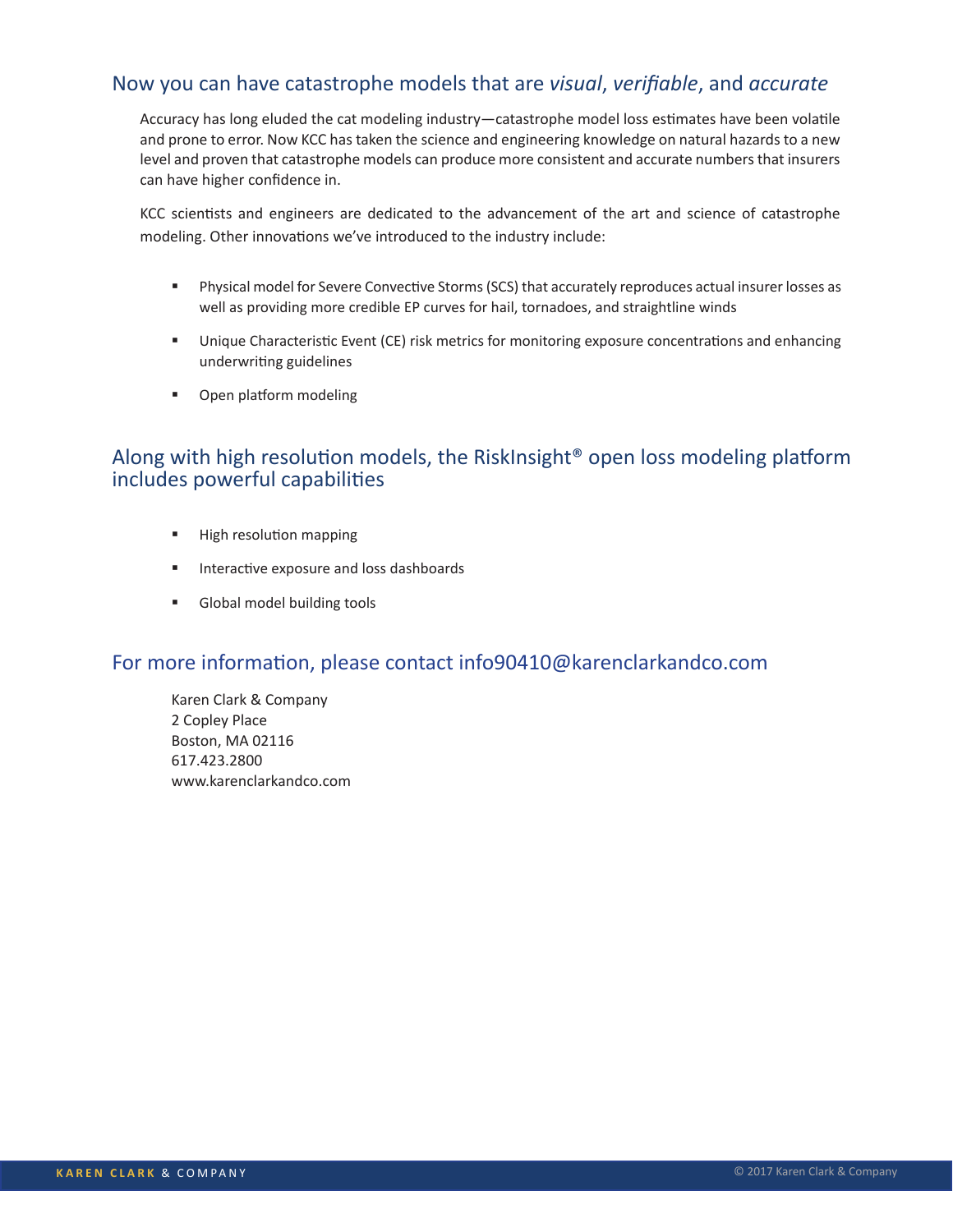## Now you can have catastrophe models that are *visual*, *verifiable*, and *accurate*

Accuracy has long eluded the cat modeling industry—catastrophe model loss estimates have been volatile and prone to error. Now KCC has taken the science and engineering knowledge on natural hazards to a new level and proven that catastrophe models can produce more consistent and accurate numbers that insurers can have higher confidence in.

KCC scientists and engineers are dedicated to the advancement of the art and science of catastrophe modeling. Other innovations we've introduced to the industry include:

- Physical model for Severe Convective Storms (SCS) that accurately reproduces actual insurer losses as well as providing more credible EP curves for hail, tornadoes, and straightline winds
- Unique Characteristic Event (CE) risk metrics for monitoring exposure concentrations and enhancing underwriting guidelines
- Open platform modeling

## Along with high resolution models, the RiskInsight® open loss modeling platform includes powerful capabilities

- High resolution mapping
- Interactive exposure and loss dashboards
- Global model building tools

## For more information, please contact info90410@karenclarkandco.com

Karen Clark & Company
2 Copley Place
Boston, MA 02116
617.423.2800
www.karenclarkandco.com